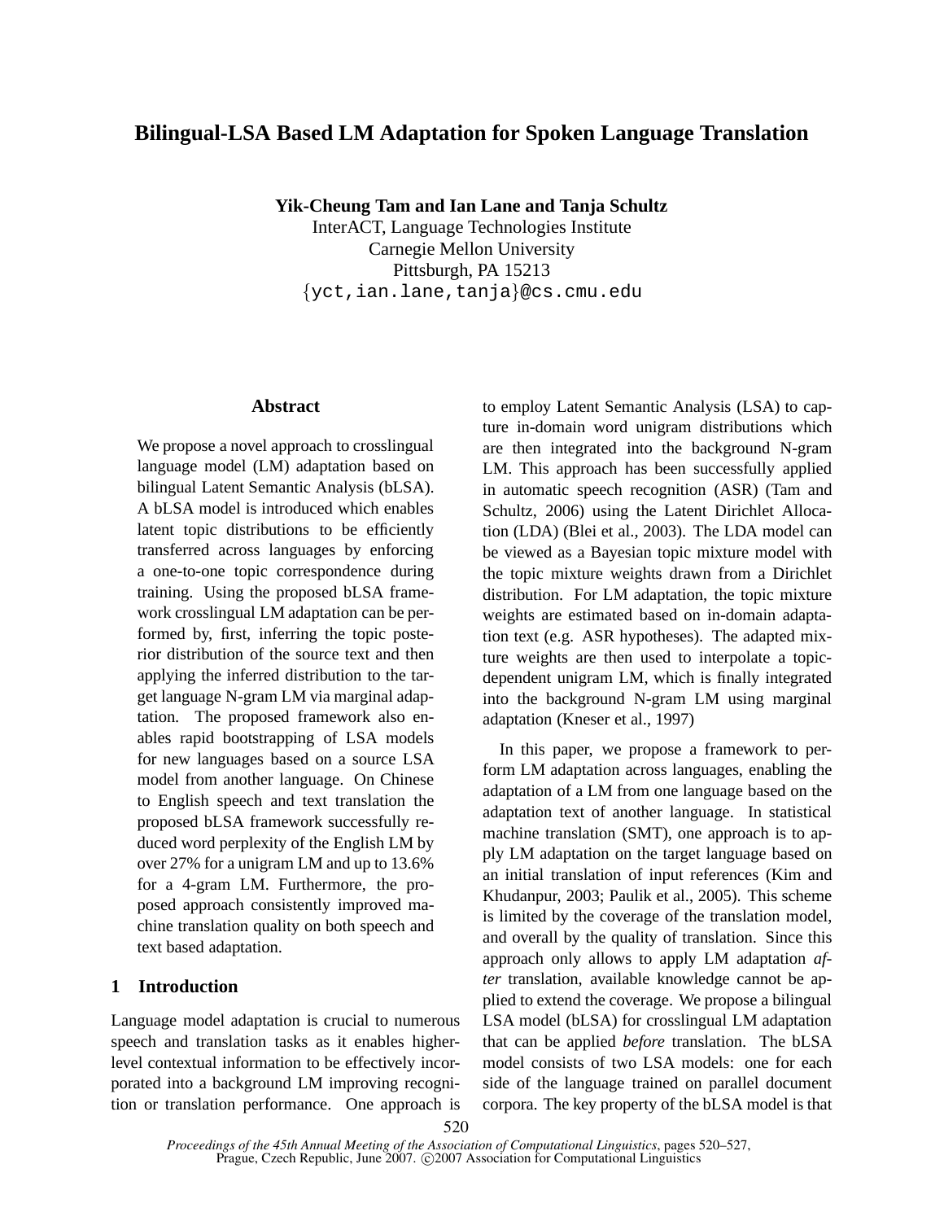# Bilingual-LSA Based LM Adaptation for Spoken Language Translation

**Yik-Cheung Tam and Ian Lane and Tanja Schultz**
InterACT, Language Technologies Institute
Carnegie Mellon University
Pittsburgh, PA 15213
{yct,ian.lane,tanja}@cs.cmu.edu

## Abstract

We propose a novel approach to crosslingual language model (LM) adaptation based on bilingual Latent Semantic Analysis (bLSA). A bLSA model is introduced which enables latent topic distributions to be efficiently transferred across languages by enforcing a one-to-one topic correspondence during training. Using the proposed bLSA framework crosslingual LM adaptation can be performed by, first, inferring the topic posterior distribution of the source text and then applying the inferred distribution to the target language N-gram LM via marginal adaptation. The proposed framework also enables rapid bootstrapping of LSA models for new languages based on a source LSA model from another language. On Chinese to English speech and text translation the proposed bLSA framework successfully reduced word perplexity of the English LM by over 27% for a unigram LM and up to 13.6% for a 4-gram LM. Furthermore, the proposed approach consistently improved machine translation quality on both speech and text based adaptation.

## 1 Introduction

Language model adaptation is crucial to numerous speech and translation tasks as it enables higher-level contextual information to be effectively incorporated into a background LM improving recognition or translation performance. One approach is to employ Latent Semantic Analysis (LSA) to capture in-domain word unigram distributions which are then integrated into the background N-gram LM. This approach has been successfully applied in automatic speech recognition (ASR) (Tam and Schultz, 2006) using the Latent Dirichlet Allocation (LDA) (Blei et al., 2003). The LDA model can be viewed as a Bayesian topic mixture model with the topic mixture weights drawn from a Dirichlet distribution. For LM adaptation, the topic mixture weights are estimated based on in-domain adaptation text (e.g. ASR hypotheses). The adapted mixture weights are then used to interpolate a topic-dependent unigram LM, which is finally integrated into the background N-gram LM using marginal adaptation (Kneser et al., 1997)

In this paper, we propose a framework to perform LM adaptation across languages, enabling the adaptation of a LM from one language based on the adaptation text of another language. In statistical machine translation (SMT), one approach is to apply LM adaptation on the target language based on an initial translation of input references (Kim and Khudanpur, 2003; Paulik et al., 2005). This scheme is limited by the coverage of the translation model, and overall by the quality of translation. Since this approach only allows to apply LM adaptation *after* translation, available knowledge cannot be applied to extend the coverage. We propose a bilingual LSA model (bLSA) for crosslingual LM adaptation that can be applied *before* translation. The bLSA model consists of two LSA models: one for each side of the language trained on parallel document corpora. The key property of the bLSA model is that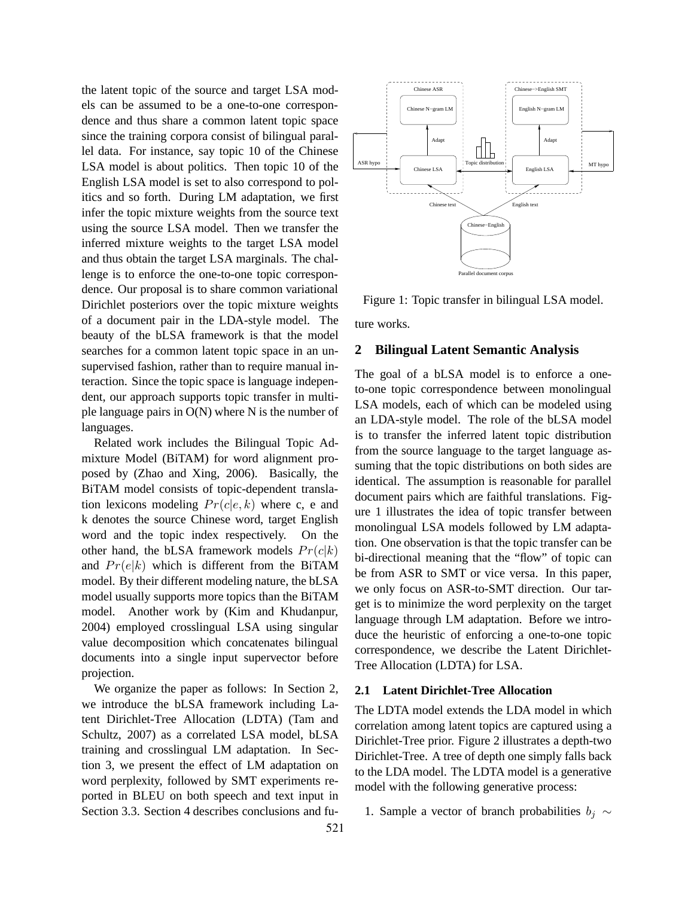the latent topic of the source and target LSA models can be assumed to be a one-to-one correspondence and thus share a common latent topic space since the training corpora consist of bilingual parallel data. For instance, say topic 10 of the Chinese LSA model is about politics. Then topic 10 of the English LSA model is set to also correspond to politics and so forth. During LM adaptation, we first infer the topic mixture weights from the source text using the source LSA model. Then we transfer the inferred mixture weights to the target LSA model and thus obtain the target LSA marginals. The challenge is to enforce the one-to-one topic correspondence. Our proposal is to share common variational Dirichlet posteriors over the topic mixture weights of a document pair in the LDA-style model. The beauty of the bLSA framework is that the model searches for a common latent topic space in an unsupervised fashion, rather than to require manual interaction. Since the topic space is language independent, our approach supports topic transfer in multiple language pairs in O(N) where N is the number of languages.

Related work includes the Bilingual Topic Admixture Model (BiTAM) for word alignment proposed by (Zhao and Xing, 2006). Basically, the BiTAM model consists of topic-dependent translation lexicons modeling $Pr(c|e,k)$ where c, e and k denotes the source Chinese word, target English word and the topic index respectively. On the other hand, the bLSA framework models $Pr(c|k)$ and $Pr(e|k)$ which is different from the BiTAM model. By their different modeling nature, the bLSA model usually supports more topics than the BiTAM model. Another work by (Kim and Khudanpur, 2004) employed crosslingual LSA using singular value decomposition which concatenates bilingual documents into a single input supervector before projection.

We organize the paper as follows: In Section 2, we introduce the bLSA framework including Latent Dirichlet-Tree Allocation (LDTA) (Tam and Schultz, 2007) as a correlated LSA model, bLSA training and crosslingual LM adaptation. In Section 3, we present the effect of LM adaptation on word perplexity, followed by SMT experiments reported in BLEU on both speech and text input in Section 3.3. Section 4 describes conclusions and future works.

Figure 1: Topic transfer in bilingual LSA model.

## 2 Bilingual Latent Semantic Analysis

The goal of a bLSA model is to enforce a one-to-one topic correspondence between monolingual LSA models, each of which can be modeled using an LDA-style model. The role of the bLSA model is to transfer the inferred latent topic distribution from the source language to the target language assuming that the topic distributions on both sides are identical. The assumption is reasonable for parallel document pairs which are faithful translations. Figure 1 illustrates the idea of topic transfer between monolingual LSA models followed by LM adaptation. One observation is that the topic transfer can be bi-directional meaning that the "flow" of topic can be from ASR to SMT or vice versa. In this paper, we only focus on ASR-to-SMT direction. Our target is to minimize the word perplexity on the target language through LM adaptation. Before we introduce the heuristic of enforcing a one-to-one topic correspondence, we describe the Latent Dirichlet-Tree Allocation (LDTA) for LSA.

### 2.1 Latent Dirichlet-Tree Allocation

The LDTA model extends the LDA model in which correlation among latent topics are captured using a Dirichlet-Tree prior. Figure 2 illustrates a depth-two Dirichlet-Tree. A tree of depth one simply falls back to the LDA model. The LDTA model is a generative model with the following generative process:

1. Sample a vector of branch probabilities $b_j \sim$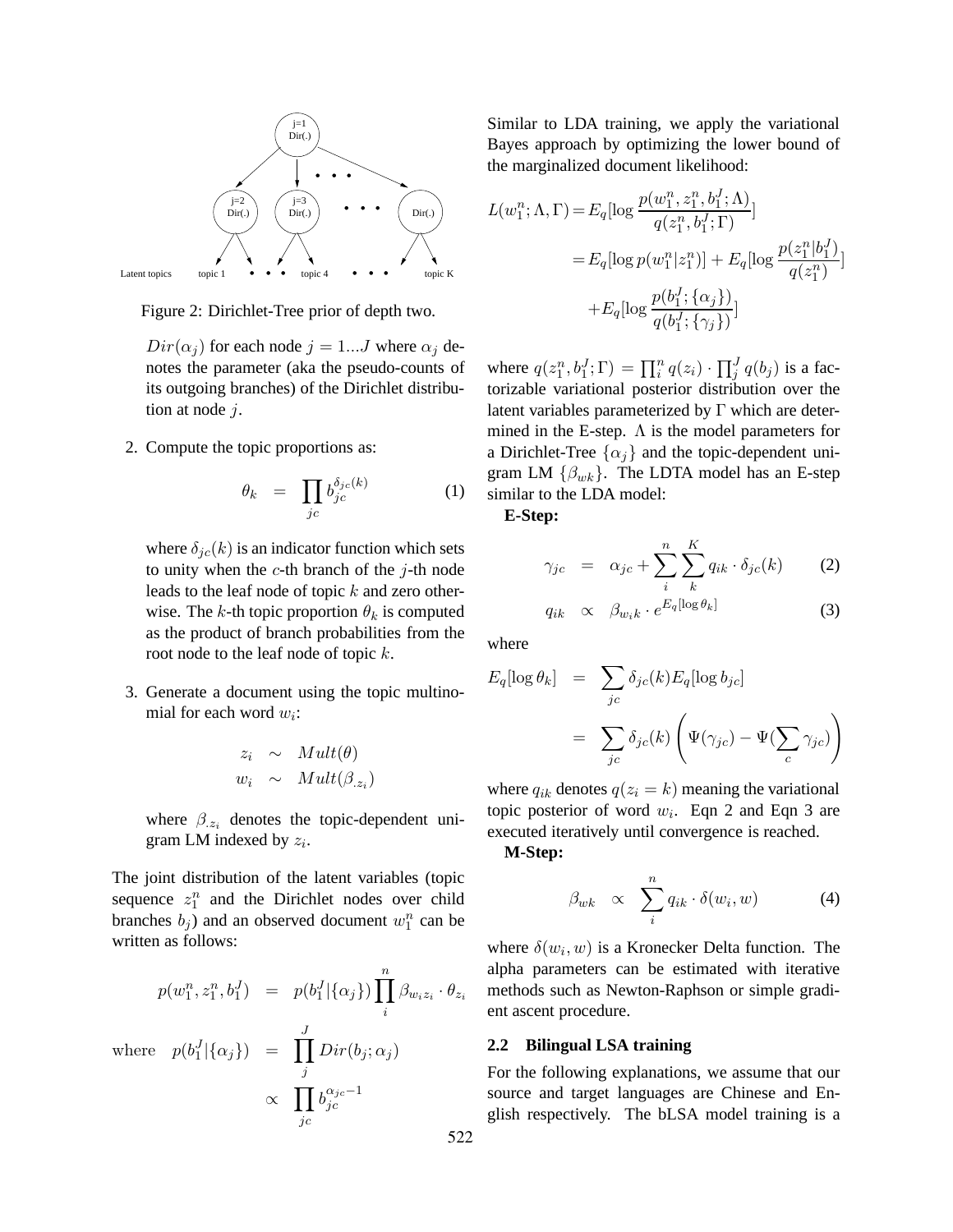Figure 2: Dirichlet-Tree prior of depth two.

$Dir(\alpha_j)$ for each node $j = 1...J$ where $\alpha_j$ denotes the parameter (aka the pseudo-counts of its outgoing branches) of the Dirichlet distribution at node $j$.

2. Compute the topic proportions as:

$$\theta_k = \prod_{jc} b_{jc}^{\delta_{jc}(k)} \quad (1)$$

where $\delta_{jc}(k)$ is an indicator function which sets to unity when the $c$-th branch of the $j$-th node leads to the leaf node of topic $k$ and zero otherwise. The $k$-th topic proportion $\theta_k$ is computed as the product of branch probabilities from the root node to the leaf node of topic $k$.

3. Generate a document using the topic multinomial for each word $w_i$:

$$z_i \sim Mult(\theta)$$
$$w_i \sim Mult(\beta_{.z_i})$$

where $\beta_{.z_i}$ denotes the topic-dependent unigram LM indexed by $z_i$.

The joint distribution of the latent variables (topic sequence $z_1^n$ and the Dirichlet nodes over child branches $b_j$) and an observed document $w_1^n$ can be written as follows:

$$p(w_1^n, z_1^n, b_1^J) = p(b_1^J | \{\alpha_j\}) \prod_i^n \beta_{w_i z_i} \cdot \theta_{z_i}$$

$$\text{where} \quad p(b_1^J | \{\alpha_j\}) = \prod_j^J Dir(b_j; \alpha_j) \propto \prod_{jc} b_{jc}^{\alpha_{jc}-1}$$

Similar to LDA training, we apply the variational Bayes approach by optimizing the lower bound of the marginalized document likelihood:

$$\begin{aligned} L(w_1^n; \Lambda, \Gamma) &= E_q[\log \frac{p(w_1^n, z_1^n, b_1^J; \Lambda)}{q(z_1^n, b_1^J; \Gamma)}] \\ &= E_q[\log p(w_1^n | z_1^n)] + E_q[\log \frac{p(z_1^n | b_1^J)}{q(z_1^n)}] \\ &\quad + E_q[\log \frac{p(b_1^J; \{\alpha_j\})}{q(b_1^J; \{\gamma_j\})}] \end{aligned}$$

where $q(z_1^n, b_1^J; \Gamma) = \prod_i^n q(z_i) \cdot \prod_j^J q(b_j)$ is a factorizable variational posterior distribution over the latent variables parameterized by $\Gamma$ which are determined in the E-step. $\Lambda$ is the model parameters for a Dirichlet-Tree $\{\alpha_j\}$ and the topic-dependent unigram LM $\{\beta_{wk}\}$. The LDTA model has an E-step similar to the LDA model:

**E-Step:**

$$\gamma_{jc} = \alpha_{jc} + \sum_i^n \sum_k^K q_{ik} \cdot \delta_{jc}(k) \quad (2)$$

$$q_{ik} \propto \beta_{w_i k} \cdot e^{E_q[\log \theta_k]} \quad (3)$$

where

$$\begin{aligned} E_q[\log \theta_k] &= \sum_{jc} \delta_{jc}(k) E_q[\log b_{jc}] \\ &= \sum_{jc} \delta_{jc}(k) \left( \Psi(\gamma_{jc}) - \Psi(\sum_c \gamma_{jc}) \right) \end{aligned}$$

where $q_{ik}$ denotes $q(z_i = k)$ meaning the variational topic posterior of word $w_i$. Eqn 2 and Eqn 3 are executed iteratively until convergence is reached.

**M-Step:**

$$\beta_{wk} \propto \sum_i^n q_{ik} \cdot \delta(w_i, w) \quad (4)$$

where $\delta(w_i, w)$ is a Kronecker Delta function. The alpha parameters can be estimated with iterative methods such as Newton-Raphson or simple gradient ascent procedure.

### 2.2 Bilingual LSA training

For the following explanations, we assume that our source and target languages are Chinese and English respectively. The bLSA model training is a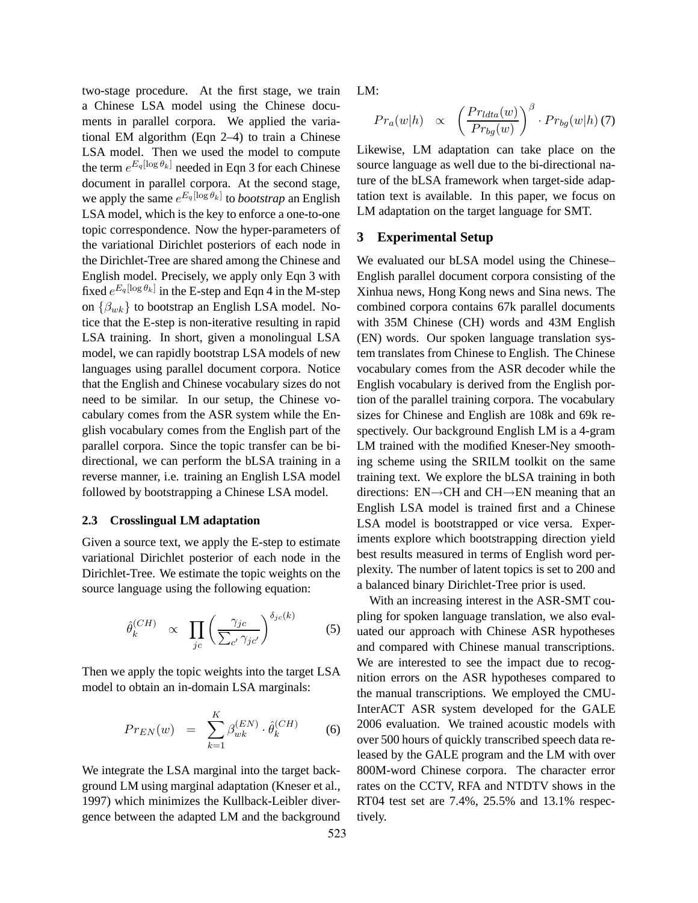two-stage procedure. At the first stage, we train a Chinese LSA model using the Chinese documents in parallel corpora. We applied the variational EM algorithm (Eqn 2–4) to train a Chinese LSA model. Then we used the model to compute the term $e^{E_q[\log \theta_k]}$ needed in Eqn 3 for each Chinese document in parallel corpora. At the second stage, we apply the same $e^{E_q[\log \theta_k]}$ to *bootstrap* an English LSA model, which is the key to enforce a one-to-one topic correspondence. Now the hyper-parameters of the variational Dirichlet posteriors of each node in the Dirichlet-Tree are shared among the Chinese and English model. Precisely, we apply only Eqn 3 with fixed $e^{E_q[\log \theta_k]}$ in the E-step and Eqn 4 in the M-step on $\{\beta_{wk}\}$ to bootstrap an English LSA model. Notice that the E-step is non-iterative resulting in rapid LSA training. In short, given a monolingual LSA model, we can rapidly bootstrap LSA models of new languages using parallel document corpora. Notice that the English and Chinese vocabulary sizes do not need to be similar. In our setup, the Chinese vocabulary comes from the ASR system while the English vocabulary comes from the English part of the parallel corpora. Since the topic transfer can be bi-directional, we can perform the bLSA training in a reverse manner, i.e. training an English LSA model followed by bootstrapping a Chinese LSA model.

### 2.3 Crosslingual LM adaptation

Given a source text, we apply the E-step to estimate variational Dirichlet posterior of each node in the Dirichlet-Tree. We estimate the topic weights on the source language using the following equation:

$$\hat{\theta}_k^{(CH)} \propto \prod_{jc} \left( \frac{\gamma_{jc}}{\sum_{c'} \gamma_{jc'}} \right)^{\delta_{jc}(k)} \quad (5)$$

Then we apply the topic weights into the target LSA model to obtain an in-domain LSA marginals:

$$Pr_{EN}(w) = \sum_{k=1}^{K} \beta_{wk}^{(EN)} \cdot \hat{\theta}_k^{(CH)} \quad (6)$$

We integrate the LSA marginal into the target background LM using marginal adaptation (Kneser et al., 1997) which minimizes the Kullback-Leibler divergence between the adapted LM and the background LM:

$$Pr_a(w|h) \propto \left( \frac{Pr_{ldta}(w)}{Pr_{bg}(w)} \right)^{\beta} \cdot Pr_{bg}(w|h) \quad (7)$$

Likewise, LM adaptation can take place on the source language as well due to the bi-directional nature of the bLSA framework when target-side adaptation text is available. In this paper, we focus on LM adaptation on the target language for SMT.

## 3 Experimental Setup

We evaluated our bLSA model using the Chinese–English parallel document corpora consisting of the Xinhua news, Hong Kong news and Sina news. The combined corpora contains 67k parallel documents with 35M Chinese (CH) words and 43M English (EN) words. Our spoken language translation system translates from Chinese to English. The Chinese vocabulary comes from the ASR decoder while the English vocabulary is derived from the English portion of the parallel training corpora. The vocabulary sizes for Chinese and English are 108k and 69k respectively. Our background English LM is a 4-gram LM trained with the modified Kneser-Ney smoothing scheme using the SRILM toolkit on the same training text. We explore the bLSA training in both directions: EN→CH and CH→EN meaning that an English LSA model is trained first and a Chinese LSA model is bootstrapped or vice versa. Experiments explore which bootstrapping direction yield best results measured in terms of English word perplexity. The number of latent topics is set to 200 and a balanced binary Dirichlet-Tree prior is used.

With an increasing interest in the ASR-SMT coupling for spoken language translation, we also evaluated our approach with Chinese ASR hypotheses and compared with Chinese manual transcriptions. We are interested to see the impact due to recognition errors on the ASR hypotheses compared to the manual transcriptions. We employed the CMU-InterACT ASR system developed for the GALE 2006 evaluation. We trained acoustic models with over 500 hours of quickly transcribed speech data released by the GALE program and the LM with over 800M-word Chinese corpora. The character error rates on the CCTV, RFA and NTDTV shows in the RT04 test set are 7.4%, 25.5% and 13.1% respectively.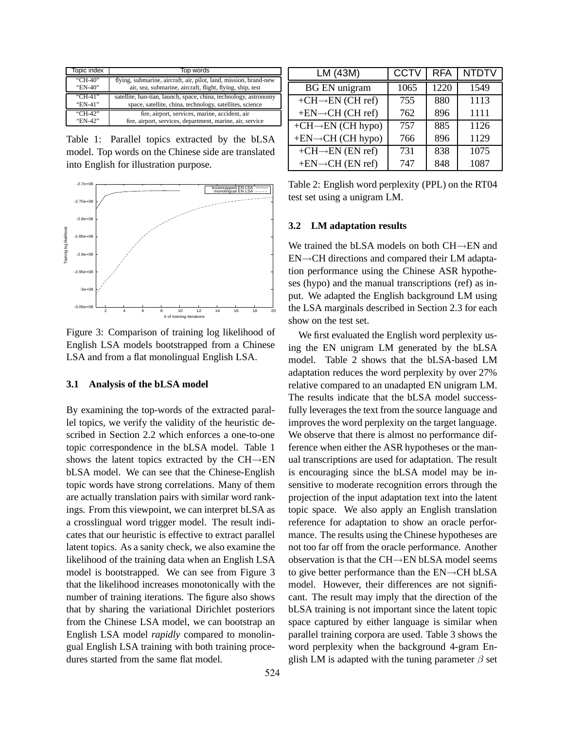| Topic index | Top words |
|---|---|
| "CH-40" | flying, submarine, aircraft, air, pilot, land, mission, brand-new |
| "EN-40" | air, sea, submarine, aircraft, flight, flying, ship, test |
| "CH-41" | satellite, han-tian, launch, space, china, technology, astronomy |
| "EN-41" | space, satellite, china, technology, satellites, science |
| "CH-42" | fire, airport, services, marine, accident, air |
| "EN-42" | fire, airport, services, department, marine, air, service |

Table 1: Parallel topics extracted by the bLSA model. Top words on the Chinese side are translated into English for illustration purpose.

Figure 3: Comparison of training log likelihood of English LSA models bootstrapped from a Chinese LSA and from a flat monolingual English LSA.

### 3.1 Analysis of the bLSA model

By examining the top-words of the extracted parallel topics, we verify the validity of the heuristic described in Section 2.2 which enforces a one-to-one topic correspondence in the bLSA model. Table 1 shows the latent topics extracted by the CH→EN bLSA model. We can see that the Chinese-English topic words have strong correlations. Many of them are actually translation pairs with similar word rankings. From this viewpoint, we can interpret bLSA as a crosslingual word trigger model. The result indicates that our heuristic is effective to extract parallel latent topics. As a sanity check, we also examine the likelihood of the training data when an English LSA model is bootstrapped. We can see from Figure 3 that the likelihood increases monotonically with the number of training iterations. The figure also shows that by sharing the variational Dirichlet posteriors from the Chinese LSA model, we can bootstrap an English LSA model *rapidly* compared to monolingual English LSA training with both training procedures started from the same flat model.

| LM (43M) | CCTV | RFA | NTDTV |
|---|---|---|---|
| BG EN unigram | 1065 | 1220 | 1549 |
| +CH→EN (CH ref) | 755 | 880 | 1113 |
| +EN→CH (CH ref) | 762 | 896 | 1111 |
| +CH→EN (CH hypo) | 757 | 885 | 1126 |
| +EN→CH (CH hypo) | 766 | 896 | 1129 |
| +CH→EN (EN ref) | 731 | 838 | 1075 |
| +EN→CH (EN ref) | 747 | 848 | 1087 |

Table 2: English word perplexity (PPL) on the RT04 test set using a unigram LM.

### 3.2 LM adaptation results

We trained the bLSA models on both CH→EN and EN→CH directions and compared their LM adaptation performance using the Chinese ASR hypotheses (hypo) and the manual transcriptions (ref) as input. We adapted the English background LM using the LSA marginals described in Section 2.3 for each show on the test set.

We first evaluated the English word perplexity using the EN unigram LM generated by the bLSA model. Table 2 shows that the bLSA-based LM adaptation reduces the word perplexity by over 27% relative compared to an unadapted EN unigram LM. The results indicate that the bLSA model successfully leverages the text from the source language and improves the word perplexity on the target language. We observe that there is almost no performance difference when either the ASR hypotheses or the manual transcriptions are used for adaptation. The result is encouraging since the bLSA model may be insensitive to moderate recognition errors through the projection of the input adaptation text into the latent topic space. We also apply an English translation reference for adaptation to show an oracle performance. The results using the Chinese hypotheses are not too far off from the oracle performance. Another observation is that the CH→EN bLSA model seems to give better performance than the EN→CH bLSA model. However, their differences are not significant. The result may imply that the direction of the bLSA training is not important since the latent topic space captured by either language is similar when parallel training corpora are used. Table 3 shows the word perplexity when the background 4-gram English LM is adapted with the tuning parameter $\beta$ set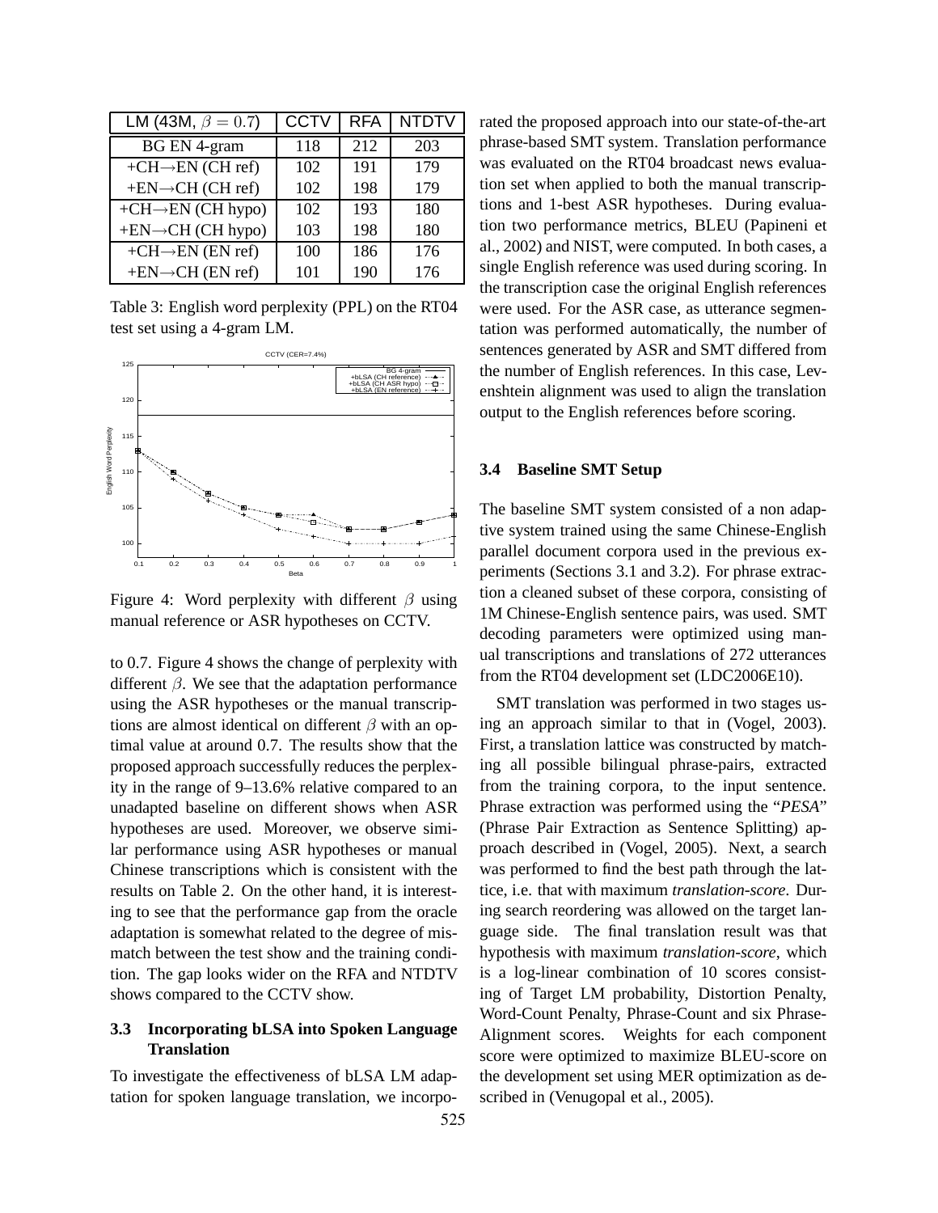| LM (43M, $\beta = 0.7$) | CCTV | RFA | NTDTV |
|---|---|---|---|
| BG EN 4-gram | 118 | 212 | 203 |
| +CH→EN (CH ref) | 102 | 191 | 179 |
| +EN→CH (CH ref) | 102 | 198 | 179 |
| +CH→EN (CH hypo) | 102 | 193 | 180 |
| +EN→CH (CH hypo) | 103 | 198 | 180 |
| +CH→EN (EN ref) | 100 | 186 | 176 |
| +EN→CH (EN ref) | 101 | 190 | 176 |

Table 3: English word perplexity (PPL) on the RT04 test set using a 4-gram LM.

Figure 4: Word perplexity with different $\beta$ using manual reference or ASR hypotheses on CCTV.

to 0.7. Figure 4 shows the change of perplexity with different $\beta$. We see that the adaptation performance using the ASR hypotheses or the manual transcriptions are almost identical on different $\beta$ with an optimal value at around 0.7. The results show that the proposed approach successfully reduces the perplexity in the range of 9–13.6% relative compared to an unadapted baseline on different shows when ASR hypotheses are used. Moreover, we observe similar performance using ASR hypotheses or manual Chinese transcriptions which is consistent with the results on Table 2. On the other hand, it is interesting to see that the performance gap from the oracle adaptation is somewhat related to the degree of mismatch between the test show and the training condition. The gap looks wider on the RFA and NTDTV shows compared to the CCTV show.

### 3.3 Incorporating bLSA into Spoken Language Translation

To investigate the effectiveness of bLSA LM adaptation for spoken language translation, we incorporated the proposed approach into our state-of-the-art phrase-based SMT system. Translation performance was evaluated on the RT04 broadcast news evaluation set when applied to both the manual transcriptions and 1-best ASR hypotheses. During evaluation two performance metrics, BLEU (Papineni et al., 2002) and NIST, were computed. In both cases, a single English reference was used during scoring. In the transcription case the original English references were used. For the ASR case, as utterance segmentation was performed automatically, the number of sentences generated by ASR and SMT differed from the number of English references. In this case, Levenshtein alignment was used to align the translation output to the English references before scoring.

### 3.4 Baseline SMT Setup

The baseline SMT system consisted of a non adaptive system trained using the same Chinese-English parallel document corpora used in the previous experiments (Sections 3.1 and 3.2). For phrase extraction a cleaned subset of these corpora, consisting of 1M Chinese-English sentence pairs, was used. SMT decoding parameters were optimized using manual transcriptions and translations of 272 utterances from the RT04 development set (LDC2006E10).

SMT translation was performed in two stages using an approach similar to that in (Vogel, 2003). First, a translation lattice was constructed by matching all possible bilingual phrase-pairs, extracted from the training corpora, to the input sentence. Phrase extraction was performed using the "*PESA*" (Phrase Pair Extraction as Sentence Splitting) approach described in (Vogel, 2005). Next, a search was performed to find the best path through the lattice, i.e. that with maximum *translation-score*. During search reordering was allowed on the target language side. The final translation result was that hypothesis with maximum *translation-score*, which is a log-linear combination of 10 scores consisting of Target LM probability, Distortion Penalty, Word-Count Penalty, Phrase-Count and six Phrase-Alignment scores. Weights for each component score were optimized to maximize BLEU-score on the development set using MER optimization as described in (Venugopal et al., 2005).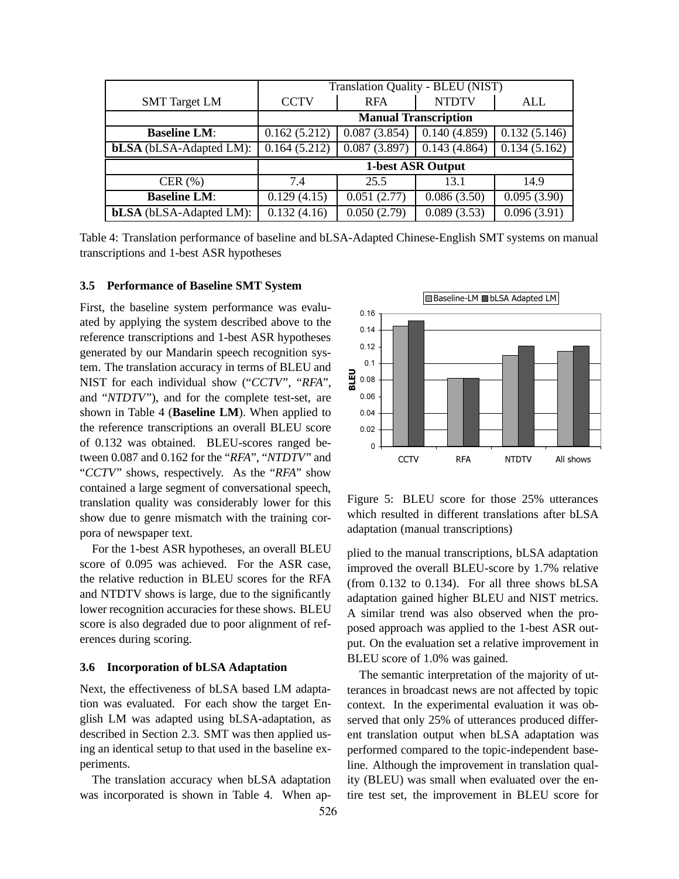| SMT Target LM | Translation Quality - BLEU (NIST) | | | |
|---|---|---|---|---|
| | CCTV | RFA | NTDTV | ALL |
| | **Manual Transcription** | | | |
| **Baseline LM**: | 0.162 (5.212) | 0.087 (3.854) | 0.140 (4.859) | 0.132 (5.146) |
| **bLSA** (bLSA-Adapted LM): | 0.164 (5.212) | 0.087 (3.897) | 0.143 (4.864) | 0.134 (5.162) |
| | **1-best ASR Output** | | | |
| CER (%) | 7.4 | 25.5 | 13.1 | 14.9 |
| **Baseline LM**: | 0.129 (4.15) | 0.051 (2.77) | 0.086 (3.50) | 0.095 (3.90) |
| **bLSA** (bLSA-Adapted LM): | 0.132 (4.16) | 0.050 (2.79) | 0.089 (3.53) | 0.096 (3.91) |

Table 4: Translation performance of baseline and bLSA-Adapted Chinese-English SMT systems on manual transcriptions and 1-best ASR hypotheses

### 3.5 Performance of Baseline SMT System

First, the baseline system performance was evaluated by applying the system described above to the reference transcriptions and 1-best ASR hypotheses generated by our Mandarin speech recognition system. The translation accuracy in terms of BLEU and NIST for each individual show ("*CCTV*", "*RFA*", and "*NTDTV*"), and for the complete test-set, are shown in Table 4 (**Baseline LM**). When applied to the reference transcriptions an overall BLEU score of 0.132 was obtained. BLEU-scores ranged between 0.087 and 0.162 for the "*RFA*", "*NTDTV*" and "*CCTV*" shows, respectively. As the "*RFA*" show contained a large segment of conversational speech, translation quality was considerably lower for this show due to genre mismatch with the training corpora of newspaper text.

For the 1-best ASR hypotheses, an overall BLEU score of 0.095 was achieved. For the ASR case, the relative reduction in BLEU scores for the RFA and NTDTV shows is large, due to the significantly lower recognition accuracies for these shows. BLEU score is also degraded due to poor alignment of references during scoring.

### 3.6 Incorporation of bLSA Adaptation

Next, the effectiveness of bLSA based LM adaptation was evaluated. For each show the target English LM was adapted using bLSA-adaptation, as described in Section 2.3. SMT was then applied using an identical setup to that used in the baseline experiments.

The translation accuracy when bLSA adaptation was incorporated is shown in Table 4. When applied to the manual transcriptions, bLSA adaptation improved the overall BLEU-score by 1.7% relative (from 0.132 to 0.134). For all three shows bLSA adaptation gained higher BLEU and NIST metrics. A similar trend was also observed when the proposed approach was applied to the 1-best ASR output. On the evaluation set a relative improvement in BLEU score of 1.0% was gained.

Figure 5: BLEU score for those 25% utterances which resulted in different translations after bLSA adaptation (manual transcriptions)

The semantic interpretation of the majority of utterances in broadcast news are not affected by topic context. In the experimental evaluation it was observed that only 25% of utterances produced different translation output when bLSA adaptation was performed compared to the topic-independent baseline. Although the improvement in translation quality (BLEU) was small when evaluated over the entire test set, the improvement in BLEU score for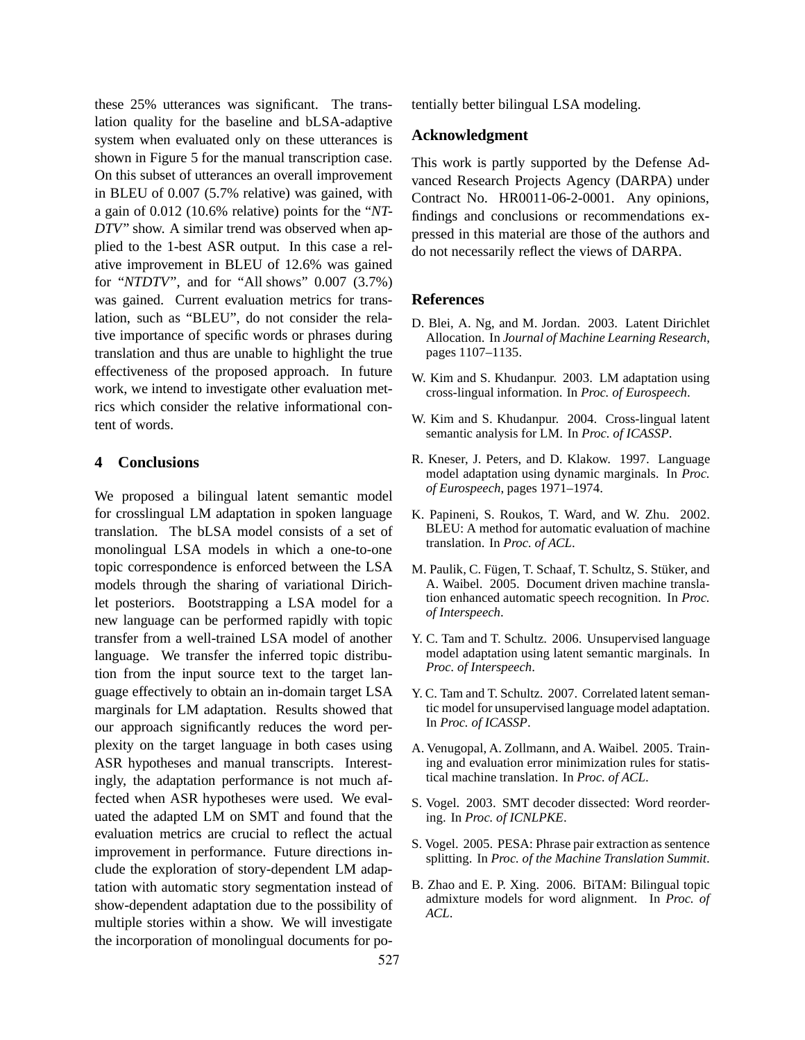these 25% utterances was significant. The translation quality for the baseline and bLSA-adaptive system when evaluated only on these utterances is shown in Figure 5 for the manual transcription case. On this subset of utterances an overall improvement in BLEU of 0.007 (5.7% relative) was gained, with a gain of 0.012 (10.6% relative) points for the "*NTDTV*" show. A similar trend was observed when applied to the 1-best ASR output. In this case a relative improvement in BLEU of 12.6% was gained for "*NTDTV*", and for "All shows" 0.007 (3.7%) was gained. Current evaluation metrics for translation, such as "BLEU", do not consider the relative importance of specific words or phrases during translation and thus are unable to highlight the true effectiveness of the proposed approach. In future work, we intend to investigate other evaluation metrics which consider the relative informational content of words.

## 4 Conclusions

We proposed a bilingual latent semantic model for crosslingual LM adaptation in spoken language translation. The bLSA model consists of a set of monolingual LSA models in which a one-to-one topic correspondence is enforced between the LSA models through the sharing of variational Dirichlet posteriors. Bootstrapping a LSA model for a new language can be performed rapidly with topic transfer from a well-trained LSA model of another language. We transfer the inferred topic distribution from the input source text to the target language effectively to obtain an in-domain target LSA marginals for LM adaptation. Results showed that our approach significantly reduces the word perplexity on the target language in both cases using ASR hypotheses and manual transcripts. Interestingly, the adaptation performance is not much affected when ASR hypotheses were used. We evaluated the adapted LM on SMT and found that the evaluation metrics are crucial to reflect the actual improvement in performance. Future directions include the exploration of story-dependent LM adaptation with automatic story segmentation instead of show-dependent adaptation due to the possibility of multiple stories within a show. We will investigate the incorporation of monolingual documents for potentially better bilingual LSA modeling.

## Acknowledgment

This work is partly supported by the Defense Advanced Research Projects Agency (DARPA) under Contract No. HR0011-06-2-0001. Any opinions, findings and conclusions or recommendations expressed in this material are those of the authors and do not necessarily reflect the views of DARPA.

## References

D. Blei, A. Ng, and M. Jordan. 2003. Latent Dirichlet Allocation. In *Journal of Machine Learning Research*, pages 1107–1135.

W. Kim and S. Khudanpur. 2003. LM adaptation using cross-lingual information. In *Proc. of Eurospeech*.

W. Kim and S. Khudanpur. 2004. Cross-lingual latent semantic analysis for LM. In *Proc. of ICASSP*.

R. Kneser, J. Peters, and D. Klakow. 1997. Language model adaptation using dynamic marginals. In *Proc. of Eurospeech*, pages 1971–1974.

K. Papineni, S. Roukos, T. Ward, and W. Zhu. 2002. BLEU: A method for automatic evaluation of machine translation. In *Proc. of ACL*.

M. Paulik, C. Fügen, T. Schaaf, T. Schultz, S. Stüker, and A. Waibel. 2005. Document driven machine translation enhanced automatic speech recognition. In *Proc. of Interspeech*.

Y. C. Tam and T. Schultz. 2006. Unsupervised language model adaptation using latent semantic marginals. In *Proc. of Interspeech*.

Y. C. Tam and T. Schultz. 2007. Correlated latent semantic model for unsupervised language model adaptation. In *Proc. of ICASSP*.

A. Venugopal, A. Zollmann, and A. Waibel. 2005. Training and evaluation error minimization rules for statistical machine translation. In *Proc. of ACL*.

S. Vogel. 2003. SMT decoder dissected: Word reordering. In *Proc. of ICNLPKE*.

S. Vogel. 2005. PESA: Phrase pair extraction as sentence splitting. In *Proc. of the Machine Translation Summit*.

B. Zhao and E. P. Xing. 2006. BiTAM: Bilingual topic admixture models for word alignment. In *Proc. of ACL*.